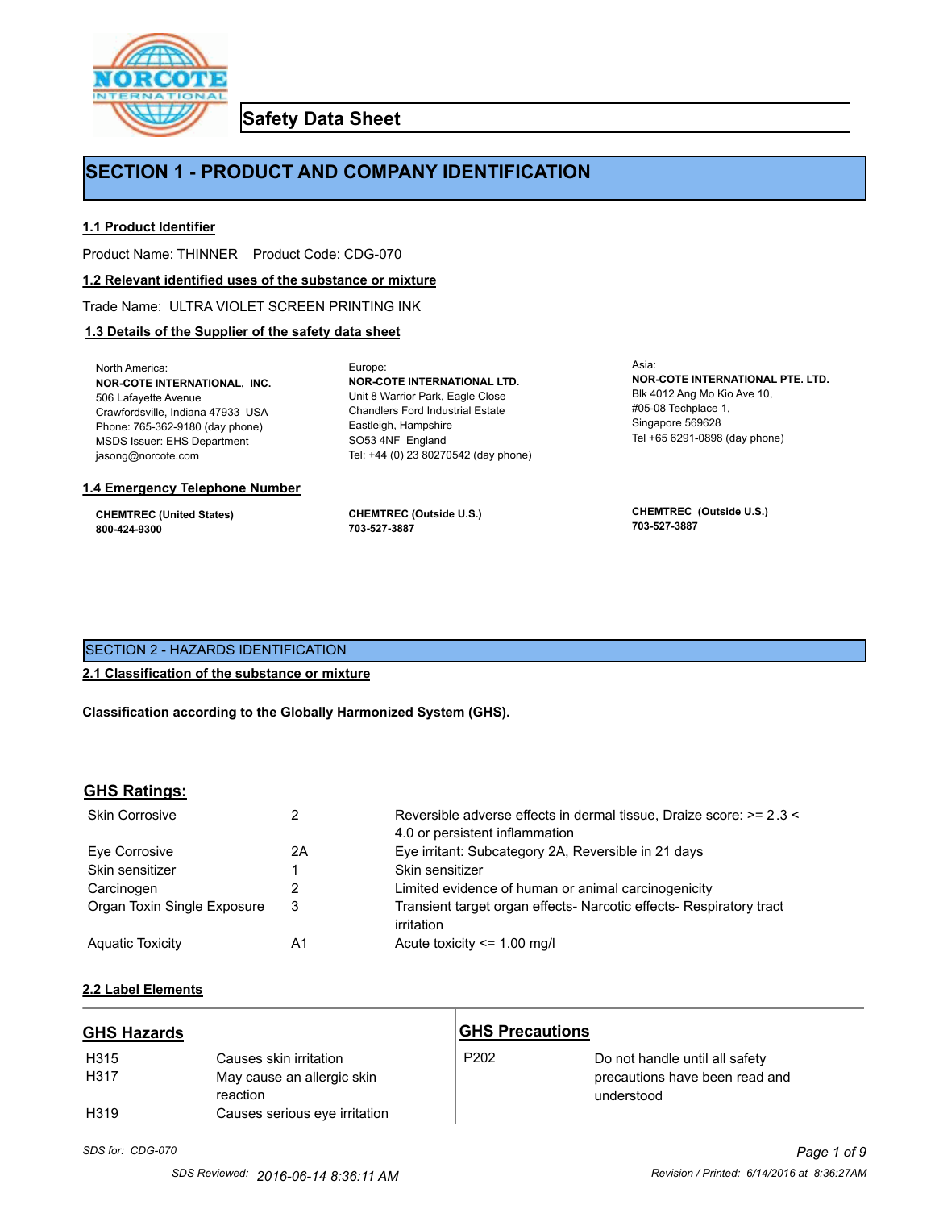# Safety Data Sheet

## SECTION 1 - PRODUCT AND COMPANY IDENTIFICATION

### 1.1 Product Identifier

Product Name: THINNER    Product Code: CDG-070

### 1.2 Relevant identified uses of the substance or mixture

Trade Name: ULTRA VIOLET SCREEN PRINTING INK

### 1.3 Details of the Supplier of the safety data sheet

North America:
**NOR-COTE INTERNATIONAL, INC.**
506 Lafayette Avenue
Crawfordsville, Indiana 47933 USA
Phone: 765-362-9180 (day phone)
MSDS Issuer: EHS Department
jasong@norcote.com

Europe:
**NOR-COTE INTERNATIONAL LTD.**
Unit 8 Warrior Park, Eagle Close
Chandlers Ford Industrial Estate
Eastleigh, Hampshire
SO53 4NF England
Tel: +44 (0) 23 80270542 (day phone)

Asia:
**NOR-COTE INTERNATIONAL PTE. LTD.**
Blk 4012 Ang Mo Kio Ave 10,
#05-08 Techplace 1,
Singapore 569628
Tel +65 6291-0898 (day phone)

### 1.4 Emergency Telephone Number

**CHEMTREC (United States)**
**800-424-9300**

**CHEMTREC (Outside U.S.)**
**703-527-3887**

**CHEMTREC (Outside U.S.)**
**703-527-3887**

## SECTION 2 - HAZARDS IDENTIFICATION

### 2.1 Classification of the substance or mixture

**Classification according to the Globally Harmonized System (GHS).**

### GHS Ratings:

| | | |
|---|---|---|
| Skin Corrosive | 2 | Reversible adverse effects in dermal tissue, Draize score: >= 2.3 < 4.0 or persistent inflammation |
| Eye Corrosive | 2A | Eye irritant: Subcategory 2A, Reversible in 21 days |
| Skin sensitizer | 1 | Skin sensitizer |
| Carcinogen | 2 | Limited evidence of human or animal carcinogenicity |
| Organ Toxin Single Exposure | 3 | Transient target organ effects- Narcotic effects- Respiratory tract irritation |
| Aquatic Toxicity | A1 | Acute toxicity <= 1.00 mg/l |

### 2.2 Label Elements

**GHS Hazards**

| | |
|---|---|
| H315 | Causes skin irritation |
| H317 | May cause an allergic skin reaction |
| H319 | Causes serious eye irritation |

**GHS Precautions**

| | |
|---|---|
| P202 | Do not handle until all safety precautions have been read and understood |

*SDS for: CDG-070*

*SDS Reviewed: 2016-06-14 8:36:11 AM*    *Revision / Printed: 6/14/2016 at 8:36:27AM*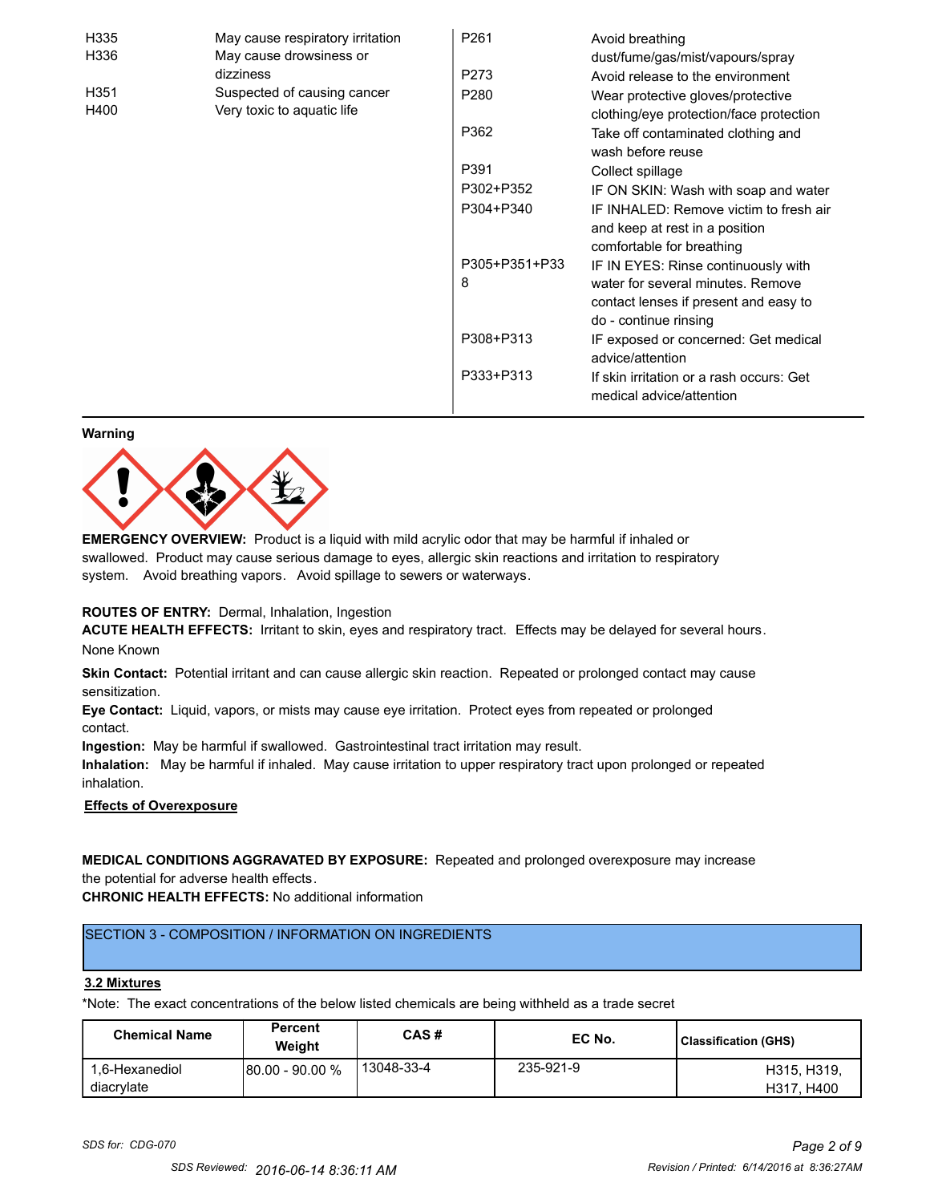| | |
|---|---|
| H335 | May cause respiratory irritation |
| H336 | May cause drowsiness or dizziness |
| H351 | Suspected of causing cancer |
| H400 | Very toxic to aquatic life |

| | |
|---|---|
| P261 | Avoid breathing dust/fume/gas/mist/vapours/spray |
| P273 | Avoid release to the environment |
| P280 | Wear protective gloves/protective clothing/eye protection/face protection |
| P362 | Take off contaminated clothing and wash before reuse |
| P391 | Collect spillage |
| P302+P352 | IF ON SKIN: Wash with soap and water |
| P304+P340 | IF INHALED: Remove victim to fresh air and keep at rest in a position comfortable for breathing |
| P305+P351+P338 | IF IN EYES: Rinse continuously with water for several minutes. Remove contact lenses if present and easy to do - continue rinsing |
| P308+P313 | IF exposed or concerned: Get medical advice/attention |
| P333+P313 | If skin irritation or a rash occurs: Get medical advice/attention |

**Warning**

**EMERGENCY OVERVIEW:** Product is a liquid with mild acrylic odor that may be harmful if inhaled or swallowed. Product may cause serious damage to eyes, allergic skin reactions and irritation to respiratory system. Avoid breathing vapors. Avoid spillage to sewers or waterways.

**ROUTES OF ENTRY:** Dermal, Inhalation, Ingestion

**ACUTE HEALTH EFFECTS:** Irritant to skin, eyes and respiratory tract. Effects may be delayed for several hours.

None Known

**Skin Contact:** Potential irritant and can cause allergic skin reaction. Repeated or prolonged contact may cause sensitization.

**Eye Contact:** Liquid, vapors, or mists may cause eye irritation. Protect eyes from repeated or prolonged contact.

**Ingestion:** May be harmful if swallowed. Gastrointestinal tract irritation may result.

**Inhalation:** May be harmful if inhaled. May cause irritation to upper respiratory tract upon prolonged or repeated inhalation.

**Effects of Overexposure**

**MEDICAL CONDITIONS AGGRAVATED BY EXPOSURE:** Repeated and prolonged overexposure may increase the potential for adverse health effects.

**CHRONIC HEALTH EFFECTS:** No additional information

## SECTION 3 - COMPOSITION / INFORMATION ON INGREDIENTS

### 3.2 Mixtures

*Note: The exact concentrations of the below listed chemicals are being withheld as a trade secret

| Chemical Name | Percent Weight | CAS # | EC No. | Classification (GHS) |
|---|---|---|---|---|
| 1,6-Hexanediol diacrylate | 80.00 - 90.00 % | 13048-33-4 | 235-921-9 | H315, H319, H317, H400 |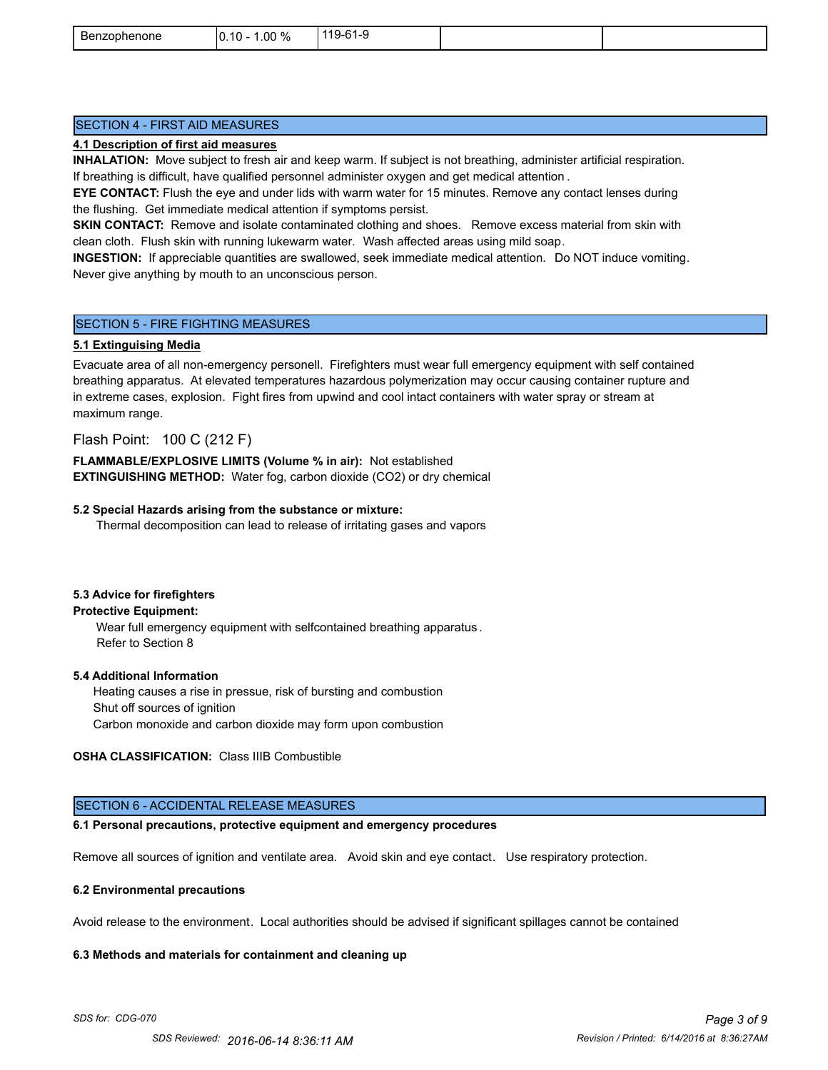| Benzophenone | 0.10 - 1.00 % | 119-61-9 | | |
|---|---|---|---|---|

## SECTION 4 - FIRST AID MEASURES

**4.1 Description of first aid measures**

**INHALATION:** Move subject to fresh air and keep warm. If subject is not breathing, administer artificial respiration. If breathing is difficult, have qualified personnel administer oxygen and get medical attention.

**EYE CONTACT:** Flush the eye and under lids with warm water for 15 minutes. Remove any contact lenses during the flushing. Get immediate medical attention if symptoms persist.

**SKIN CONTACT:** Remove and isolate contaminated clothing and shoes. Remove excess material from skin with clean cloth. Flush skin with running lukewarm water. Wash affected areas using mild soap.

**INGESTION:** If appreciable quantities are swallowed, seek immediate medical attention. Do NOT induce vomiting. Never give anything by mouth to an unconscious person.

## SECTION 5 - FIRE FIGHTING MEASURES

**5.1 Extinguising Media**

Evacuate area of all non-emergency personell. Firefighters must wear full emergency equipment with self contained breathing apparatus. At elevated temperatures hazardous polymerization may occur causing container rupture and in extreme cases, explosion. Fight fires from upwind and cool intact containers with water spray or stream at maximum range.

Flash Point: 100 C (212 F)

**FLAMMABLE/EXPLOSIVE LIMITS (Volume % in air):** Not established

**EXTINGUISHING METHOD:** Water fog, carbon dioxide ($CO_2$) or dry chemical

**5.2 Special Hazards arising from the substance or mixture:**

Thermal decomposition can lead to release of irritating gases and vapors

**5.3 Advice for firefighters**

**Protective Equipment:**

Wear full emergency equipment with selfcontained breathing apparatus.
Refer to Section 8

**5.4 Additional Information**

Heating causes a rise in pressue, risk of bursting and combustion
Shut off sources of ignition
Carbon monoxide and carbon dioxide may form upon combustion

**OSHA CLASSIFICATION:** Class IIIB Combustible

## SECTION 6 - ACCIDENTAL RELEASE MEASURES

**6.1 Personal precautions, protective equipment and emergency procedures**

Remove all sources of ignition and ventilate area. Avoid skin and eye contact. Use respiratory protection.

**6.2 Environmental precautions**

Avoid release to the environment. Local authorities should be advised if significant spillages cannot be contained

**6.3 Methods and materials for containment and cleaning up**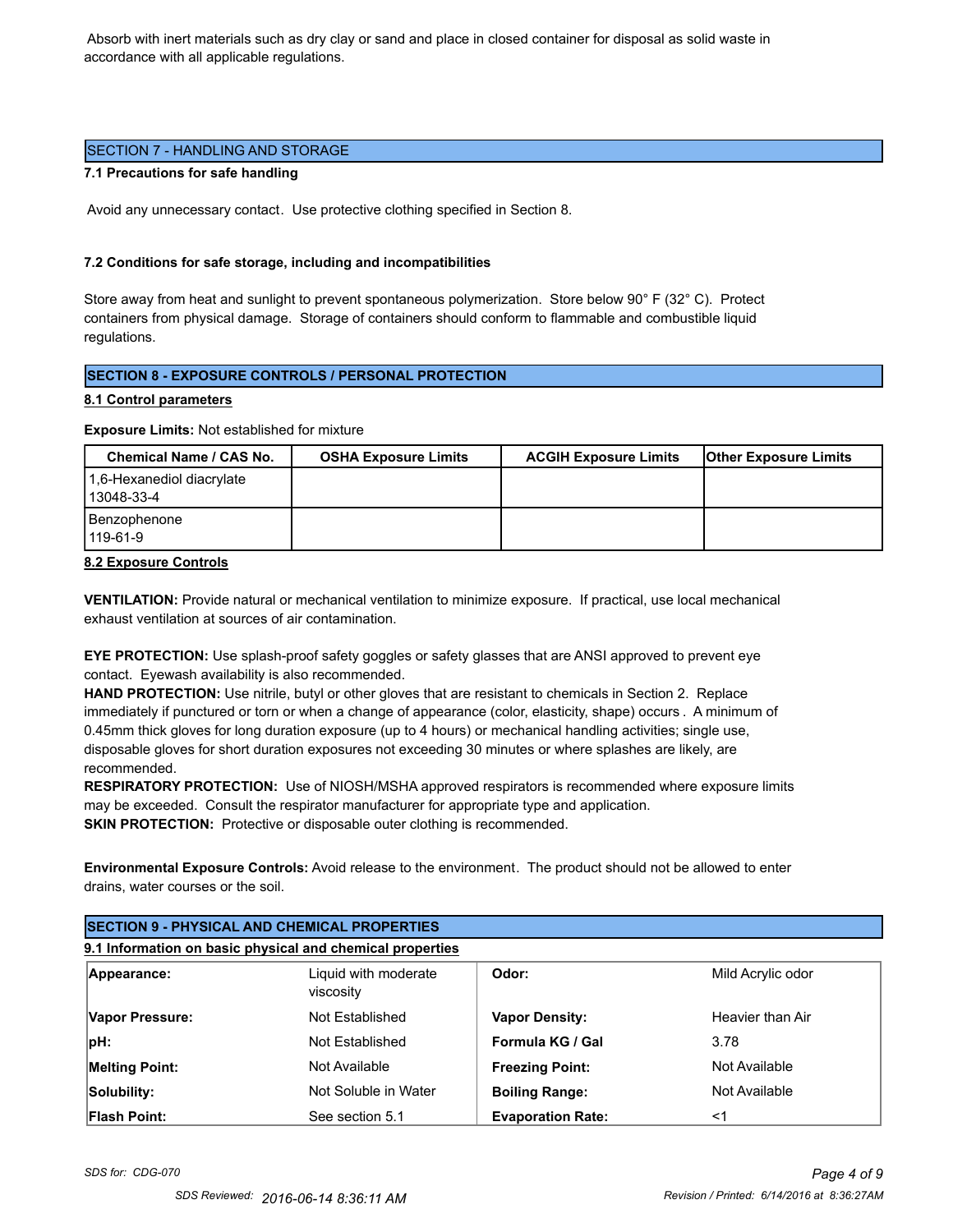Absorb with inert materials such as dry clay or sand and place in closed container for disposal as solid waste in accordance with all applicable regulations.

## SECTION 7 - HANDLING AND STORAGE

**7.1 Precautions for safe handling**

Avoid any unnecessary contact. Use protective clothing specified in Section 8.

**7.2 Conditions for safe storage, including and incompatibilities**

Store away from heat and sunlight to prevent spontaneous polymerization. Store below 90° F (32° C). Protect containers from physical damage. Storage of containers should conform to flammable and combustible liquid regulations.

## SECTION 8 - EXPOSURE CONTROLS / PERSONAL PROTECTION

**8.1 Control parameters**

**Exposure Limits:** Not established for mixture

| Chemical Name / CAS No. | OSHA Exposure Limits | ACGIH Exposure Limits | Other Exposure Limits |
|---|---|---|---|
| 1,6-Hexanediol diacrylate 13048-33-4 | | | |
| Benzophenone 119-61-9 | | | |

**8.2 Exposure Controls**

**VENTILATION:** Provide natural or mechanical ventilation to minimize exposure. If practical, use local mechanical exhaust ventilation at sources of air contamination.

**EYE PROTECTION:** Use splash-proof safety goggles or safety glasses that are ANSI approved to prevent eye contact. Eyewash availability is also recommended.

**HAND PROTECTION:** Use nitrile, butyl or other gloves that are resistant to chemicals in Section 2. Replace immediately if punctured or torn or when a change of appearance (color, elasticity, shape) occurs . A minimum of 0.45mm thick gloves for long duration exposure (up to 4 hours) or mechanical handling activities; single use, disposable gloves for short duration exposures not exceeding 30 minutes or where splashes are likely, are recommended.

**RESPIRATORY PROTECTION:** Use of NIOSH/MSHA approved respirators is recommended where exposure limits may be exceeded. Consult the respirator manufacturer for appropriate type and application.

**SKIN PROTECTION:** Protective or disposable outer clothing is recommended.

**Environmental Exposure Controls:** Avoid release to the environment. The product should not be allowed to enter drains, water courses or the soil.

## SECTION 9 - PHYSICAL AND CHEMICAL PROPERTIES

**9.1 Information on basic physical and chemical properties**

| | | | |
|---|---|---|---|
| **Appearance:** | Liquid with moderate viscosity | **Odor:** | Mild Acrylic odor |
| **Vapor Pressure:** | Not Established | **Vapor Density:** | Heavier than Air |
| **pH:** | Not Established | **Formula KG / Gal** | 3.78 |
| **Melting Point:** | Not Available | **Freezing Point:** | Not Available |
| **Solubility:** | Not Soluble in Water | **Boiling Range:** | Not Available |
| **Flash Point:** | See section 5.1 | **Evaporation Rate:** | <1 |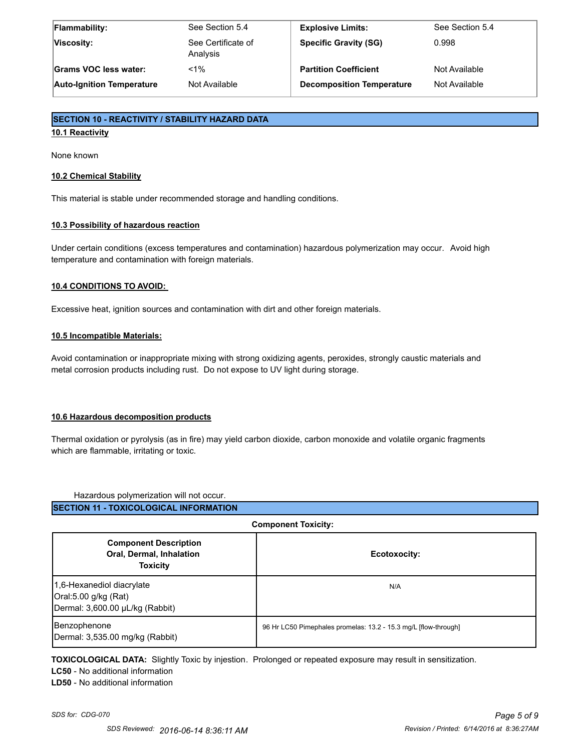| Flammability: | See Section 5.4 | Explosive Limits: | See Section 5.4 |
|---|---|---|---|
| Viscosity: | See Certificate of Analysis | Specific Gravity (SG) | 0.998 |
| Grams VOC less water: | <1% | Partition Coefficient | Not Available |
| Auto-Ignition Temperature | Not Available | Decomposition Temperature | Not Available |

## SECTION 10 - REACTIVITY / STABILITY HAZARD DATA

### 10.1 Reactivity

None known

### 10.2 Chemical Stability

This material is stable under recommended storage and handling conditions.

### 10.3 Possibility of hazardous reaction

Under certain conditions (excess temperatures and contamination) hazardous polymerization may occur. Avoid high temperature and contamination with foreign materials.

### 10.4 CONDITIONS TO AVOID:

Excessive heat, ignition sources and contamination with dirt and other foreign materials.

### 10.5 Incompatible Materials:

Avoid contamination or inappropriate mixing with strong oxidizing agents, peroxides, strongly caustic materials and metal corrosion products including rust. Do not expose to UV light during storage.

### 10.6 Hazardous decomposition products

Thermal oxidation or pyrolysis (as in fire) may yield carbon dioxide, carbon monoxide and volatile organic fragments which are flammable, irritating or toxic.

Hazardous polymerization will not occur.

## SECTION 11 - TOXICOLOGICAL INFORMATION

**Component Toxicity:**

| Component Description Oral, Dermal, Inhalation Toxicity | Ecotoxocity: |
|---|---|
| 1,6-Hexanediol diacrylate<br>Oral:5.00 g/kg (Rat)<br>Dermal: 3,600.00 µL/kg (Rabbit) | N/A |
| Benzophenone<br>Dermal: 3,535.00 mg/kg (Rabbit) | 96 Hr LC50 Pimephales promelas: 13.2 - 15.3 mg/L [flow-through] |

**TOXICOLOGICAL DATA:** Slightly Toxic by injestion. Prolonged or repeated exposure may result in sensitization.

**LC50** - No additional information

**LD50** - No additional information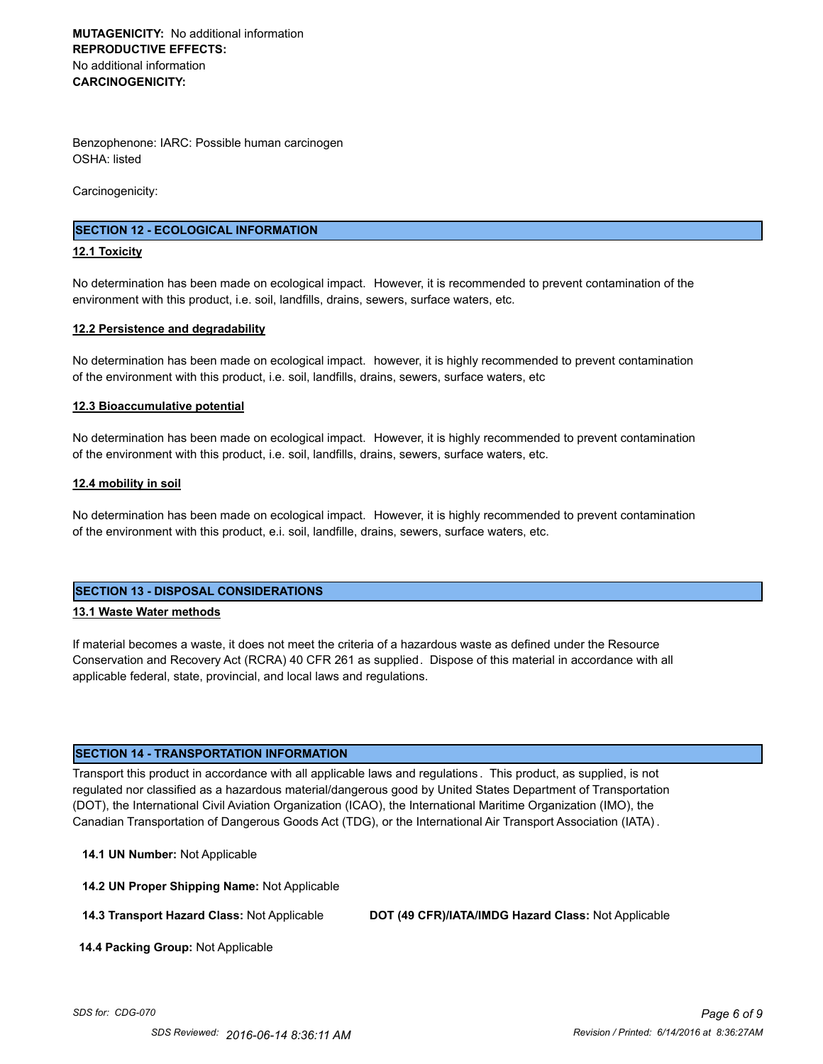**MUTAGENICITY:** No additional information
**REPRODUCTIVE EFFECTS:**
No additional information
**CARCINOGENICITY:**

Benzophenone: IARC: Possible human carcinogen
OSHA: listed

Carcinogenicity:

## SECTION 12 - ECOLOGICAL INFORMATION

### 12.1 Toxicity

No determination has been made on ecological impact. However, it is recommended to prevent contamination of the environment with this product, i.e. soil, landfills, drains, sewers, surface waters, etc.

### 12.2 Persistence and degradability

No determination has been made on ecological impact. however, it is highly recommended to prevent contamination of the environment with this product, i.e. soil, landfills, drains, sewers, surface waters, etc

### 12.3 Bioaccumulative potential

No determination has been made on ecological impact. However, it is highly recommended to prevent contamination of the environment with this product, i.e. soil, landfills, drains, sewers, surface waters, etc.

### 12.4 mobility in soil

No determination has been made on ecological impact. However, it is highly recommended to prevent contamination of the environment with this product, e.i. soil, landfille, drains, sewers, surface waters, etc.

## SECTION 13 - DISPOSAL CONSIDERATIONS

### 13.1 Waste Water methods

If material becomes a waste, it does not meet the criteria of a hazardous waste as defined under the Resource Conservation and Recovery Act (RCRA) 40 CFR 261 as supplied. Dispose of this material in accordance with all applicable federal, state, provincial, and local laws and regulations.

## SECTION 14 - TRANSPORTATION INFORMATION

Transport this product in accordance with all applicable laws and regulations. This product, as supplied, is not regulated nor classified as a hazardous material/dangerous good by United States Department of Transportation (DOT), the International Civil Aviation Organization (ICAO), the International Maritime Organization (IMO), the Canadian Transportation of Dangerous Goods Act (TDG), or the International Air Transport Association (IATA).

**14.1 UN Number:** Not Applicable

**14.2 UN Proper Shipping Name:** Not Applicable

**14.3 Transport Hazard Class:** Not Applicable

**DOT (49 CFR)/IATA/IMDG Hazard Class:** Not Applicable

**14.4 Packing Group:** Not Applicable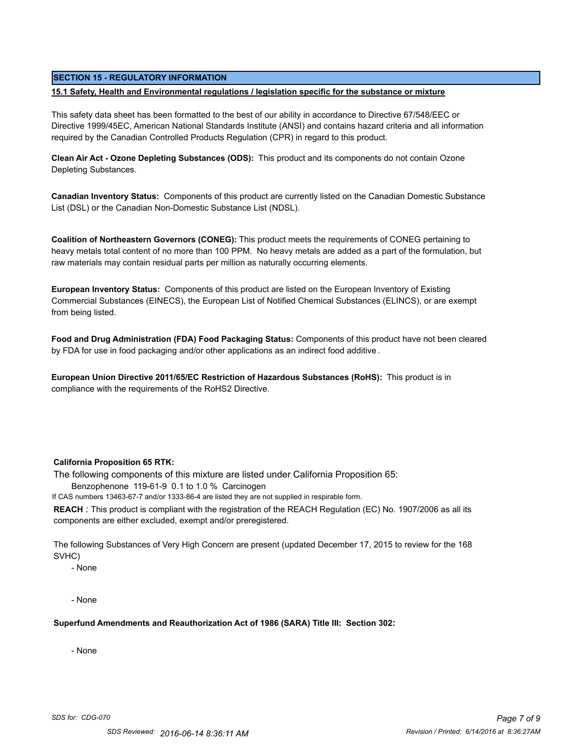## SECTION 15 - REGULATORY INFORMATION

**15.1 Safety, Health and Environmental regulations / legislation specific for the substance or mixture**

This safety data sheet has been formatted to the best of our ability in accordance to Directive 67/548/EEC or Directive 1999/45EC, American National Standards Institute (ANSI) and contains hazard criteria and all information required by the Canadian Controlled Products Regulation (CPR) in regard to this product.

**Clean Air Act - Ozone Depleting Substances (ODS):** This product and its components do not contain Ozone Depleting Substances.

**Canadian Inventory Status:** Components of this product are currently listed on the Canadian Domestic Substance List (DSL) or the Canadian Non-Domestic Substance List (NDSL).

**Coalition of Northeastern Governors (CONEG):** This product meets the requirements of CONEG pertaining to heavy metals total content of no more than 100 PPM. No heavy metals are added as a part of the formulation, but raw materials may contain residual parts per million as naturally occurring elements.

**European Inventory Status:** Components of this product are listed on the European Inventory of Existing Commercial Substances (EINECS), the European List of Notified Chemical Substances (ELINCS), or are exempt from being listed.

**Food and Drug Administration (FDA) Food Packaging Status:** Components of this product have not been cleared by FDA for use in food packaging and/or other applications as an indirect food additive.

**European Union Directive 2011/65/EC Restriction of Hazardous Substances (RoHS):** This product is in compliance with the requirements of the RoHS2 Directive.

**California Proposition 65 RTK:**

The following components of this mixture are listed under California Proposition 65:

Benzophenone 119-61-9 0.1 to 1.0 % Carcinogen

If CAS numbers 13463-67-7 and/or 1333-86-4 are listed they are not supplied in respirable form.

**REACH** : This product is compliant with the registration of the REACH Regulation (EC) No. 1907/2006 as all its components are either excluded, exempt and/or preregistered.

The following Substances of Very High Concern are present (updated December 17, 2015 to review for the 168 SVHC)

- None

- None

**Superfund Amendments and Reauthorization Act of 1986 (SARA) Title III: Section 302:**

- None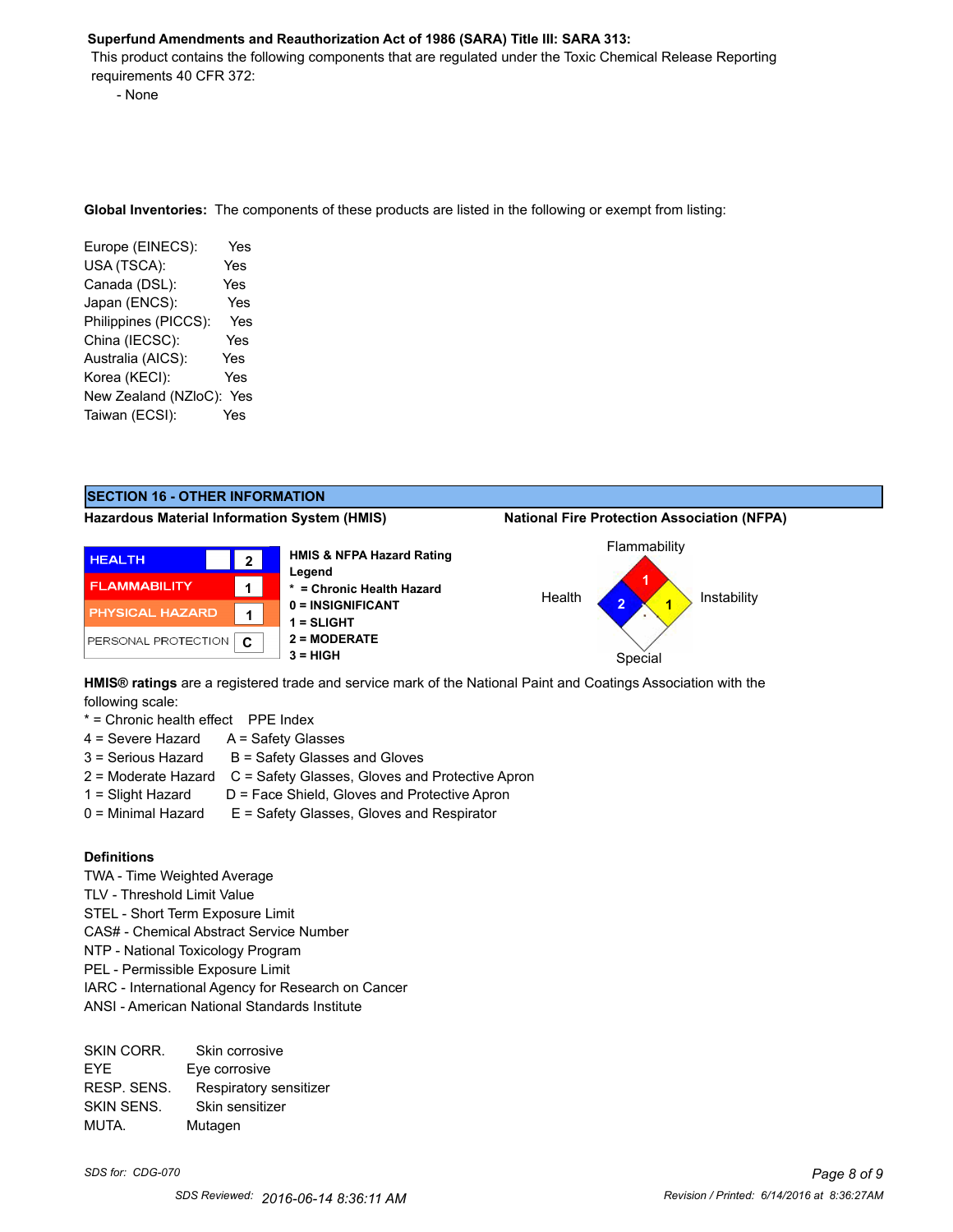**Superfund Amendments and Reauthorization Act of 1986 (SARA) Title III: SARA 313:**

This product contains the following components that are regulated under the Toxic Chemical Release Reporting requirements 40 CFR 372:

- None

**Global Inventories:** The components of these products are listed in the following or exempt from listing:

| | |
|---|---|
| Europe (EINECS): | Yes |
| USA (TSCA): | Yes |
| Canada (DSL): | Yes |
| Japan (ENCS): | Yes |
| Philippines (PICCS): | Yes |
| China (IECSC): | Yes |
| Australia (AICS): | Yes |
| Korea (KECI): | Yes |
| New Zealand (NZloC): | Yes |
| Taiwan (ECSI): | Yes |

## SECTION 16 - OTHER INFORMATION

**Hazardous Material Information System (HMIS)**

| | | |
|---|---|---|
| HEALTH | | 2 |
| FLAMMABILITY | | 1 |
| PHYSICAL HAZARD | | 1 |
| PERSONAL PROTECTION | | C |

**HMIS & NFPA Hazard Rating Legend**
- **\* = Chronic Health Hazard**
- **0 = INSIGNIFICANT**
- **1 = SLIGHT**
- **2 = MODERATE**
- **3 = HIGH**

**National Fire Protection Association (NFPA)**

| Flammability | Health | Instability | Special |
|---|---|---|---|
| 1 | 2 | 1 | |

**HMIS® ratings** are a registered trade and service mark of the National Paint and Coatings Association with the following scale:

| * = Chronic health effect | PPE Index |
|---|---|
| 4 = Severe Hazard | A = Safety Glasses |
| 3 = Serious Hazard | B = Safety Glasses and Gloves |
| 2 = Moderate Hazard | C = Safety Glasses, Gloves and Protective Apron |
| 1 = Slight Hazard | D = Face Shield, Gloves and Protective Apron |
| 0 = Minimal Hazard | E = Safety Glasses, Gloves and Respirator |

**Definitions**

TWA - Time Weighted Average
TLV - Threshold Limit Value
STEL - Short Term Exposure Limit
CAS# - Chemical Abstract Service Number
NTP - National Toxicology Program
PEL - Permissible Exposure Limit
IARC - International Agency for Research on Cancer
ANSI - American National Standards Institute

| | |
|---|---|
| SKIN CORR. | Skin corrosive |
| EYE | Eye corrosive |
| RESP. SENS. | Respiratory sensitizer |
| SKIN SENS. | Skin sensitizer |
| MUTA. | Mutagen |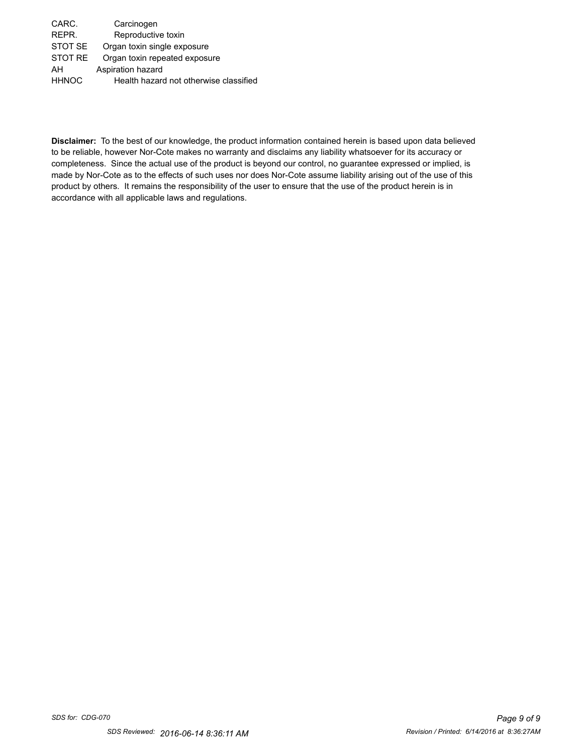| | |
|---|---|
| CARC. | Carcinogen |
| REPR. | Reproductive toxin |
| STOT SE | Organ toxin single exposure |
| STOT RE | Organ toxin repeated exposure |
| AH | Aspiration hazard |
| HHNOC | Health hazard not otherwise classified |

**Disclaimer:** To the best of our knowledge, the product information contained herein is based upon data believed to be reliable, however Nor-Cote makes no warranty and disclaims any liability whatsoever for its accuracy or completeness. Since the actual use of the product is beyond our control, no guarantee expressed or implied, is made by Nor-Cote as to the effects of such uses nor does Nor-Cote assume liability arising out of the use of this product by others. It remains the responsibility of the user to ensure that the use of the product herein is in accordance with all applicable laws and regulations.